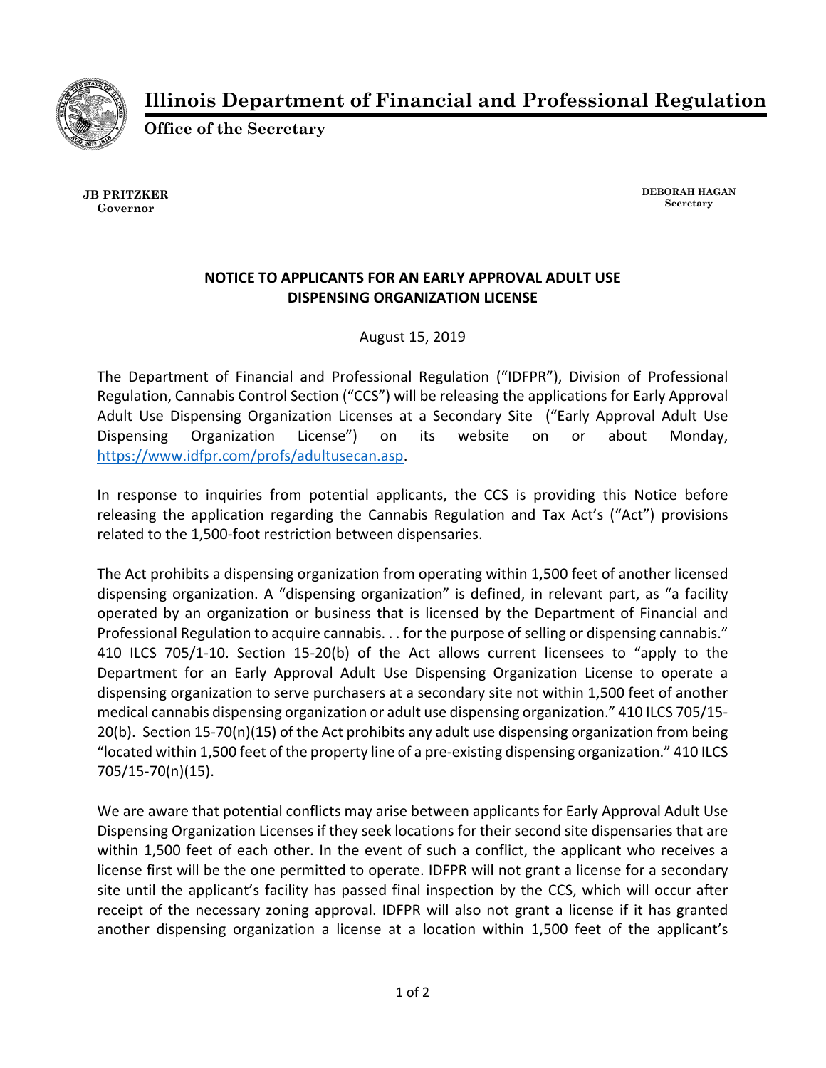# Illinois Department of Financial and Professional Regulation

**Office of the Secretary**

**JB PRITZKER**
**Governor**

**DEBORAH HAGAN**
**Secretary**

## NOTICE TO APPLICANTS FOR AN EARLY APPROVAL ADULT USE DISPENSING ORGANIZATION LICENSE

August 15, 2019

The Department of Financial and Professional Regulation ("IDFPR"), Division of Professional Regulation, Cannabis Control Section ("CCS") will be releasing the applications for Early Approval Adult Use Dispensing Organization Licenses at a Secondary Site ("Early Approval Adult Use Dispensing Organization License") on its website on or about Monday, https://www.idfpr.com/profs/adultusecan.asp.

In response to inquiries from potential applicants, the CCS is providing this Notice before releasing the application regarding the Cannabis Regulation and Tax Act's ("Act") provisions related to the 1,500-foot restriction between dispensaries.

The Act prohibits a dispensing organization from operating within 1,500 feet of another licensed dispensing organization. A "dispensing organization" is defined, in relevant part, as "a facility operated by an organization or business that is licensed by the Department of Financial and Professional Regulation to acquire cannabis. . . for the purpose of selling or dispensing cannabis." 410 ILCS 705/1-10. Section 15-20(b) of the Act allows current licensees to "apply to the Department for an Early Approval Adult Use Dispensing Organization License to operate a dispensing organization to serve purchasers at a secondary site not within 1,500 feet of another medical cannabis dispensing organization or adult use dispensing organization." 410 ILCS 705/15-20(b). Section 15-70(n)(15) of the Act prohibits any adult use dispensing organization from being "located within 1,500 feet of the property line of a pre-existing dispensing organization." 410 ILCS 705/15-70(n)(15).

We are aware that potential conflicts may arise between applicants for Early Approval Adult Use Dispensing Organization Licenses if they seek locations for their second site dispensaries that are within 1,500 feet of each other. In the event of such a conflict, the applicant who receives a license first will be the one permitted to operate. IDFPR will not grant a license for a secondary site until the applicant's facility has passed final inspection by the CCS, which will occur after receipt of the necessary zoning approval. IDFPR will also not grant a license if it has granted another dispensing organization a license at a location within 1,500 feet of the applicant's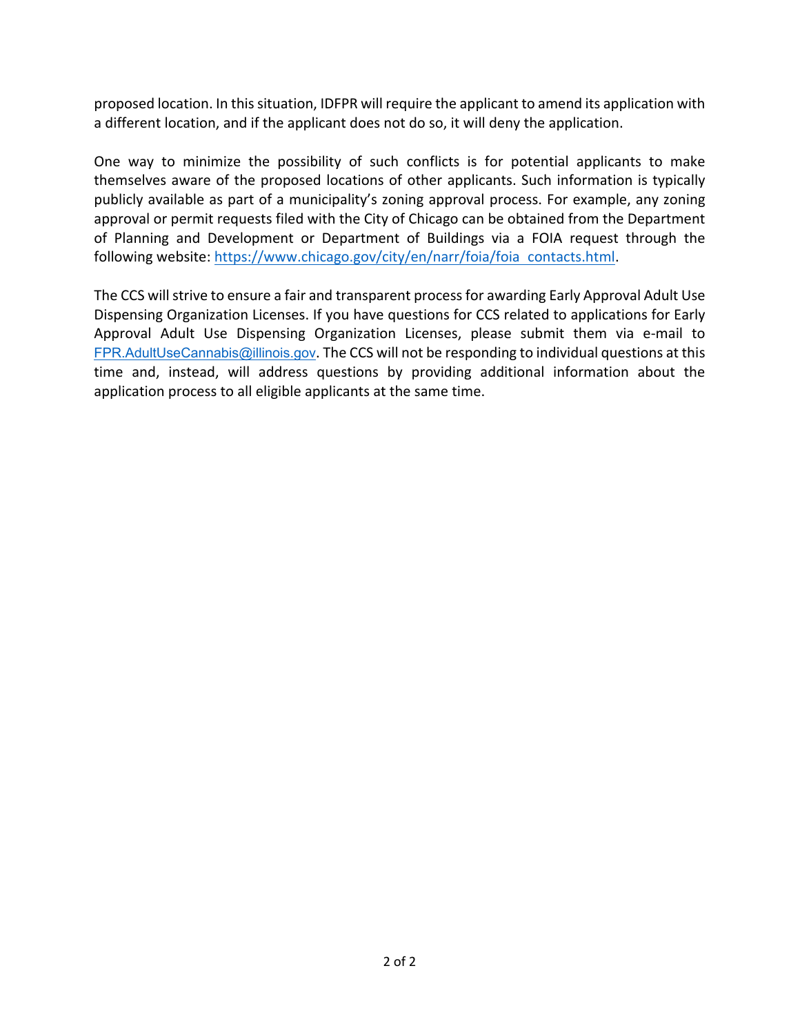proposed location. In this situation, IDFPR will require the applicant to amend its application with a different location, and if the applicant does not do so, it will deny the application.

One way to minimize the possibility of such conflicts is for potential applicants to make themselves aware of the proposed locations of other applicants. Such information is typically publicly available as part of a municipality's zoning approval process. For example, any zoning approval or permit requests filed with the City of Chicago can be obtained from the Department of Planning and Development or Department of Buildings via a FOIA request through the following website: https://www.chicago.gov/city/en/narr/foia/foia_contacts.html.

The CCS will strive to ensure a fair and transparent process for awarding Early Approval Adult Use Dispensing Organization Licenses. If you have questions for CCS related to applications for Early Approval Adult Use Dispensing Organization Licenses, please submit them via e-mail to FPR.AdultUseCannabis@illinois.gov. The CCS will not be responding to individual questions at this time and, instead, will address questions by providing additional information about the application process to all eligible applicants at the same time.